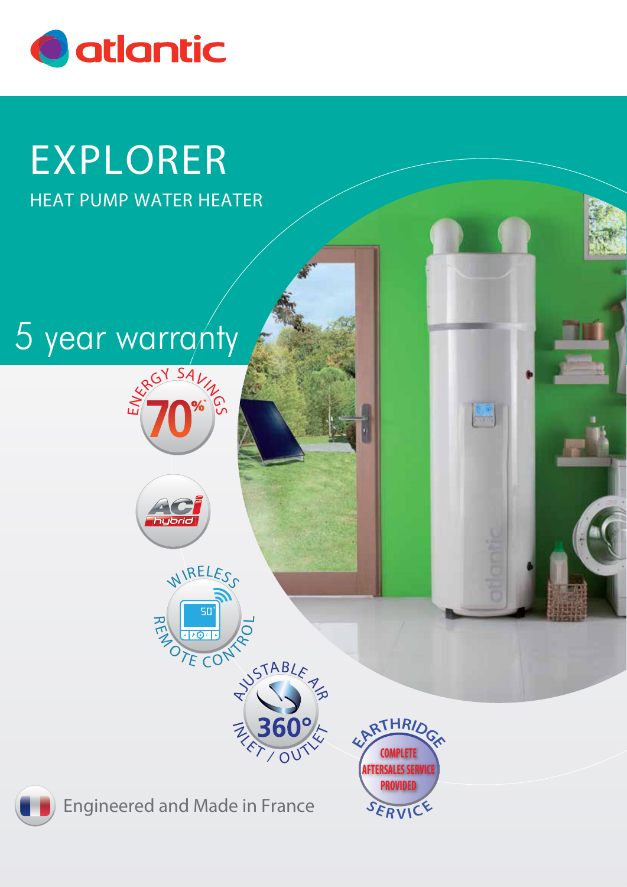atlantic

# EXPLORER

## HEAT PUMP WATER HEATER

5 year warranty

ENERGY SAVINGS 70%*

ACI hybrid

WIRELESS REMOTE CONTROL

ADJUSTABLE AIR INLET / OUTLET 360°

EARTHRIDGE SERVICE
COMPLETE AFTERSALES SERVICE PROVIDED

Engineered and Made in France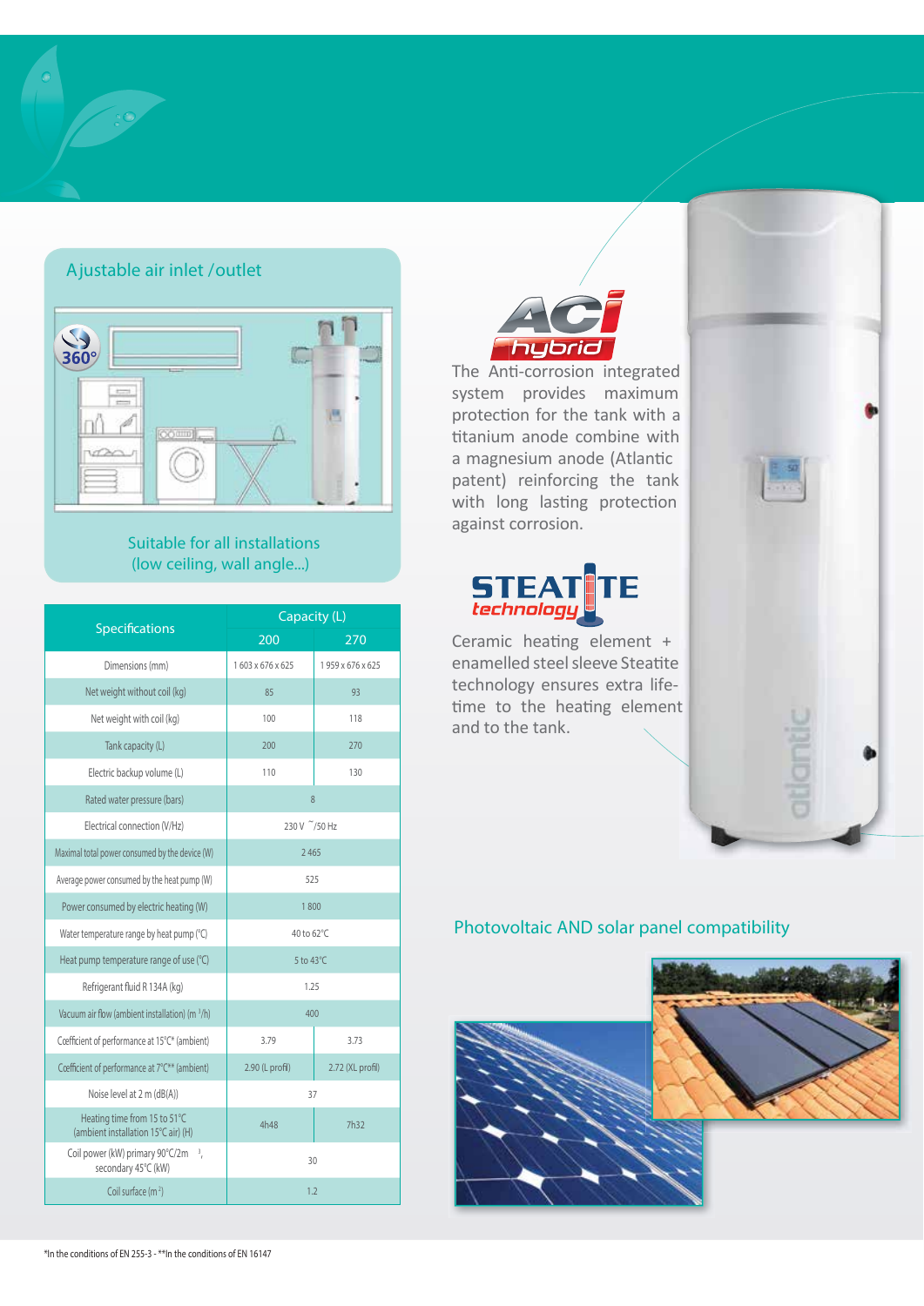## Ajustable air inlet /outlet

Suitable for all installations
(low ceiling, wall angle...)

| Specifications | Capacity (L) | |
|---|---|---|
| | 200 | 270 |
| Dimensions (mm) | 1 603 x 676 x 625 | 1 959 x 676 x 625 |
| Net weight without coil (kg) | 85 | 93 |
| Net weight with coil (kg) | 100 | 118 |
| Tank capacity (L) | 200 | 270 |
| Electric backup volume (L) | 110 | 130 |
| Rated water pressure (bars) | 8 | |
| Electrical connection (V/Hz) | 230 V ~/50 Hz | |
| Maximal total power consumed by the device (W) | 2 465 | |
| Average power consumed by the heat pump (W) | 525 | |
| Power consumed by electric heating (W) | 1 800 | |
| Water temperature range by heat pump (°C) | 40 to 62°C | |
| Heat pump temperature range of use (°C) | 5 to 43°C | |
| Refrigerant fluid R 134A (kg) | 1.25 | |
| Vacuum air flow (ambient installation) ($m^3$/h) | 400 | |
| Coefficient of performance at 15°C* (ambient) | 3.79 | 3.73 |
| Coefficient of performance at 7°C** (ambient) | 2.90 (L profil) | 2.72 (XL profil) |
| Noise level at 2 m (dB(A)) | 37 | |
| Heating time from 15 to 51°C (ambient installation 15°C air) (H) | 4h48 | 7h32 |
| Coil power (kW) primary 90°C/2m $^3$, secondary 45°C (kW) | 30 | |
| Coil surface ($m^2$) | 1.2 | |

**ACi hybrid**

The Anti-corrosion integrated system provides maximum protection for the tank with a titanium anode combine with a magnesium anode (Atlantic patent) reinforcing the tank with long lasting protection against corrosion.

**STEATITE technology**

Ceramic heating element + enamelled steel sleeve Steatite technology ensures extra life-time to the heating element and to the tank.

## Photovoltaic AND solar panel compatibility

*In the conditions of EN 255-3 - **In the conditions of EN 16147